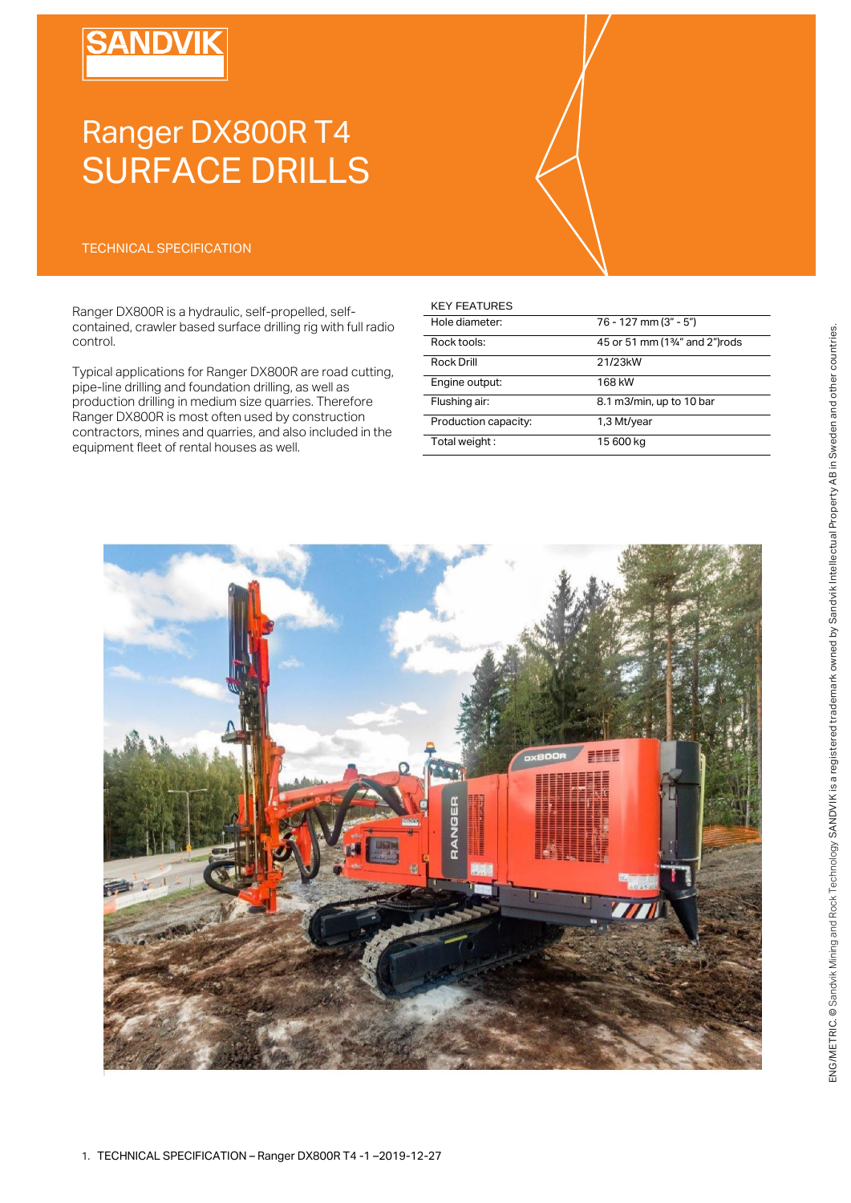# Ranger DX800R T4 SURFACE DRILLS

TECHNICAL SPECIFICATION

Ranger DX800R is a hydraulic, self-propelled, self-contained, crawler based surface drilling rig with full radio control.

Typical applications for Ranger DX800R are road cutting, pipe-line drilling and foundation drilling, as well as production drilling in medium size quarries. Therefore Ranger DX800R is most often used by construction contractors, mines and quarries, and also included in the equipment fleet of rental houses as well.

| KEY FEATURES | |
|---|---|
| Hole diameter: | 76 - 127 mm (3" - 5") |
| Rock tools: | 45 or 51 mm (1¾" and 2")rods |
| Rock Drill | 21/23kW |
| Engine output: | 168 kW |
| Flushing air: | 8.1 m3/min, up to 10 bar |
| Production capacity: | 1,3 Mt/year |
| Total weight : | 15 600 kg |

ENG/METRIC. © Sandvik Mining and Rock Technology SANDVIK is a registered trademark owned by Sandvik Intellectual Property AB in Sweden and other countries.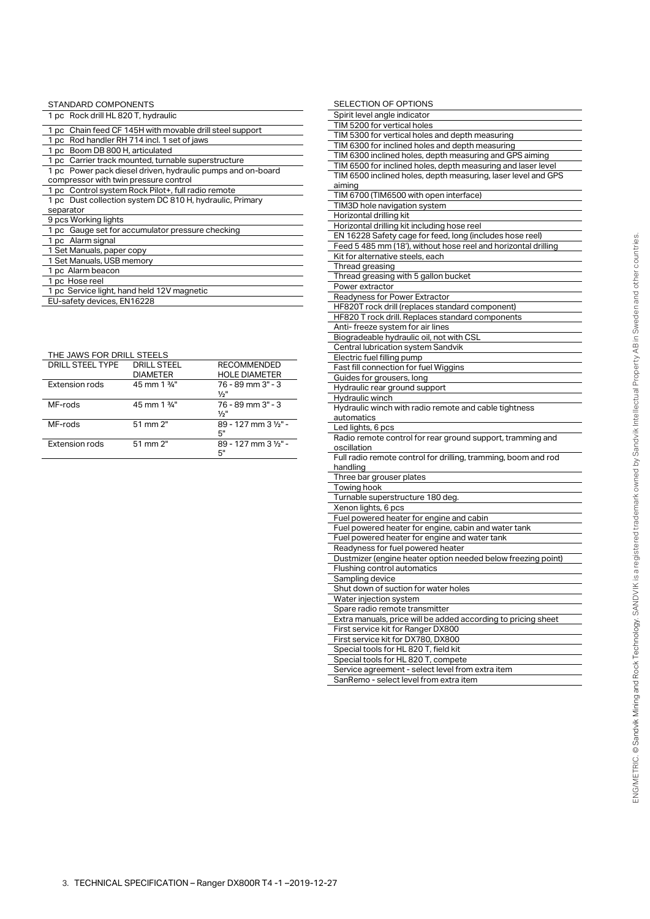## STANDARD COMPONENTS

- 1 pc Rock drill HL 820 T, hydraulic
- 1 pc Chain feed CF 145H with movable drill steel support
- 1 pc Rod handler RH 714 incl. 1 set of jaws
- 1 pc Boom DB 800 H, articulated
- 1 pc Carrier track mounted, turnable superstructure
- 1 pc Power pack diesel driven, hydraulic pumps and on-board compressor with twin pressure control
- 1 pc Control system Rock Pilot+, full radio remote
- 1 pc Dust collection system DC 810 H, hydraulic, Primary separator
- 9 pcs Working lights
- 1 pc Gauge set for accumulator pressure checking
- 1 pc Alarm signal
- 1 Set Manuals, paper copy
- 1 Set Manuals, USB memory
- 1 pc Alarm beacon
- 1 pc Hose reel
- 1 pc Service light, hand held 12V magnetic
- EU-safety devices, EN16228

## THE JAWS FOR DRILL STEELS

| DRILL STEEL TYPE | DRILL STEEL DIAMETER | RECOMMENDED HOLE DIAMETER |
|---|---|---|
| Extension rods | 45 mm 1 ¾" | 76 - 89 mm 3" - 3 ½" |
| MF-rods | 45 mm 1 ¾" | 76 - 89 mm 3" - 3 ½" |
| MF-rods | 51 mm 2" | 89 - 127 mm 3 ½" - 5" |
| Extension rods | 51 mm 2" | 89 - 127 mm 3 ½" - 5" |

## SELECTION OF OPTIONS

- Spirit level angle indicator
- TIM 5200 for vertical holes
- TIM 5300 for vertical holes and depth measuring
- TIM 6300 for inclined holes and depth measuring
- TIM 6300 inclined holes, depth measuring and GPS aiming
- TIM 6500 for inclined holes, depth measuring and laser level
- TIM 6500 inclined holes, depth measuring, laser level and GPS aiming
- TIM 6700 (TIM6500 with open interface)
- TIM3D hole navigation system
- Horizontal drilling kit
- Horizontal drilling kit including hose reel
- EN 16228 Safety cage for feed, long (includes hose reel)
- Feed 5 485 mm (18'), without hose reel and horizontal drilling
- Kit for alternative steels, each
- Thread greasing
- Thread greasing with 5 gallon bucket
- Power extractor
- Readyness for Power Extractor
- HF820T rock drill (replaces standard component)
- HF820 T rock drill. Replaces standard components
- Anti- freeze system for air lines
- Biogradeable hydraulic oil, not with CSL
- Central lubrication system Sandvik
- Electric fuel filling pump
- Fast fill connection for fuel Wiggins
- Guides for grousers, long
- Hydraulic rear ground support
- Hydraulic winch
- Hydraulic winch with radio remote and cable tightness automatics
- Led lights, 6 pcs
- Radio remote control for rear ground support, tramming and oscillation
- Full radio remote control for drilling, tramming, boom and rod handling
- Three bar grouser plates
- Towing hook
- Turnable superstructure 180 deg.
- Xenon lights, 6 pcs
- Fuel powered heater for engine and cabin
- Fuel powered heater for engine, cabin and water tank
- Fuel powered heater for engine and water tank
- Readyness for fuel powered heater
- Dustmizer (engine heater option needed below freezing point)
- Flushing control automatics
- Sampling device
- Shut down of suction for water holes
- Water injection system
- Spare radio remote transmitter
- Extra manuals, price will be added according to pricing sheet
- First service kit for Ranger DX800
- First service kit for DX780, DX800
- Special tools for HL 820 T, field kit
- Special tools for HL 820 T, compete
- Service agreement - select level from extra item
- SanRemo - select level from extra item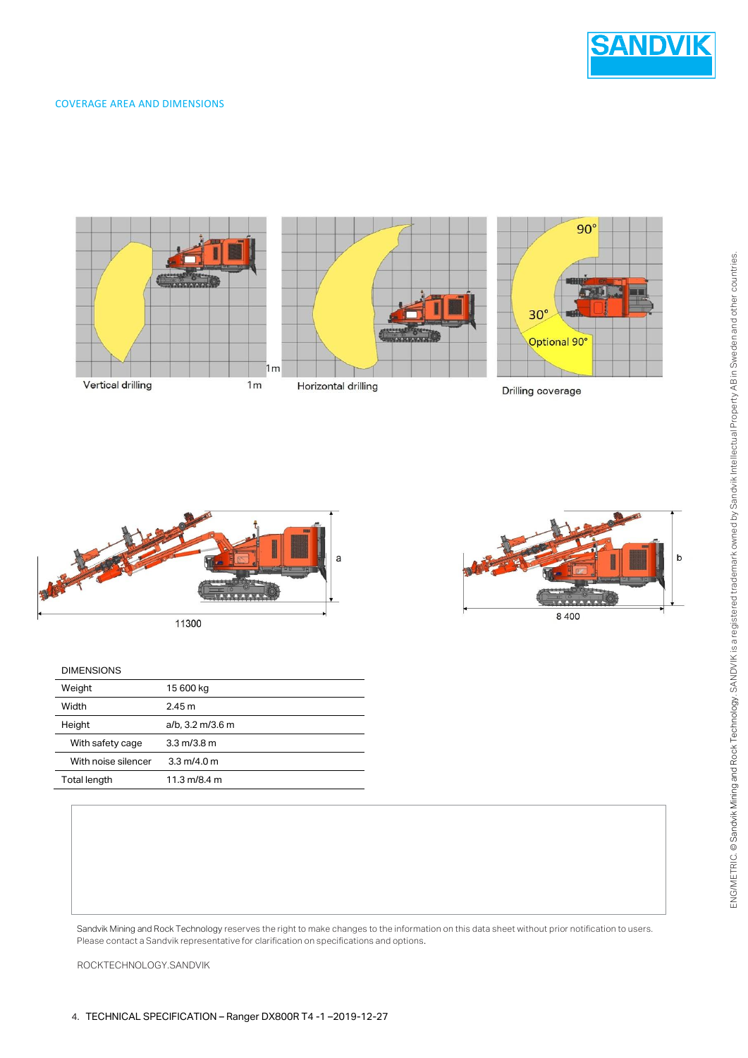## COVERAGE AREA AND DIMENSIONS

Vertical drilling

1 m

1 m

Horizontal drilling

90°

30°

Optional 90°

Drilling coverage

a

11300

b

8 400

| DIMENSIONS | |
|---|---|
| Weight | 15 600 kg |
| Width | 2.45 m |
| Height | a/b, 3.2 m/3.6 m |
| With safety cage | 3.3 m/3.8 m |
| With noise silencer | 3.3 m/4.0 m |
| Total length | 11.3 m/8.4 m |

Sandvik Mining and Rock Technology reserves the right to make changes to the information on this data sheet without prior notification to users. Please contact a Sandvik representative for clarification on specifications and options.

ROCKTECHNOLOGY.SANDVIK

ENG/METRIC. © Sandvik Mining and Rock Technology. SANDVIK is a registered trademark owned by Sandvik Intellectual Property AB in Sweden and other countries.